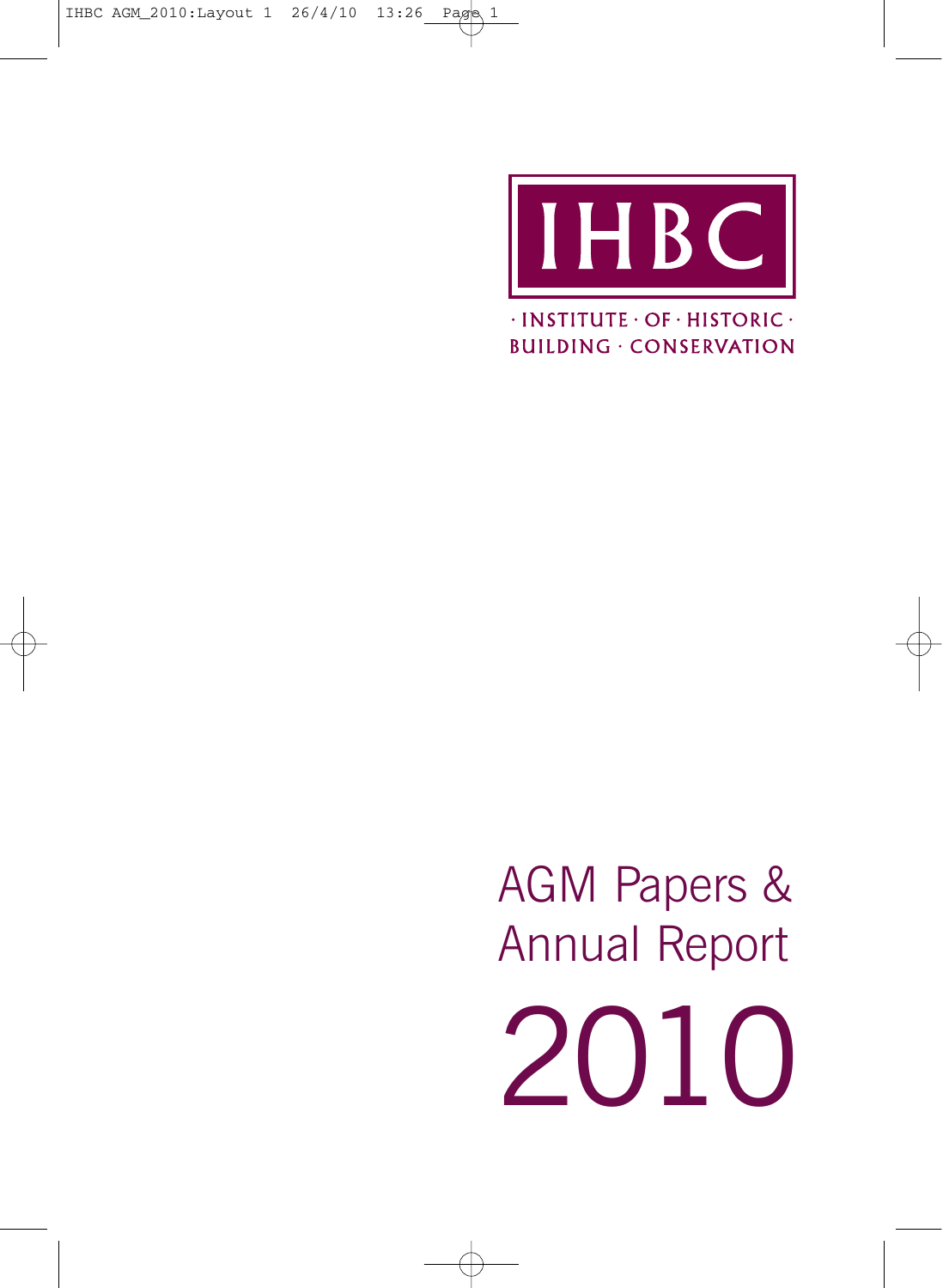# IHBC

· INSTITUTE · OF · HISTORIC ·
BUILDING · CONSERVATION

# AGM Papers & Annual Report

# 2010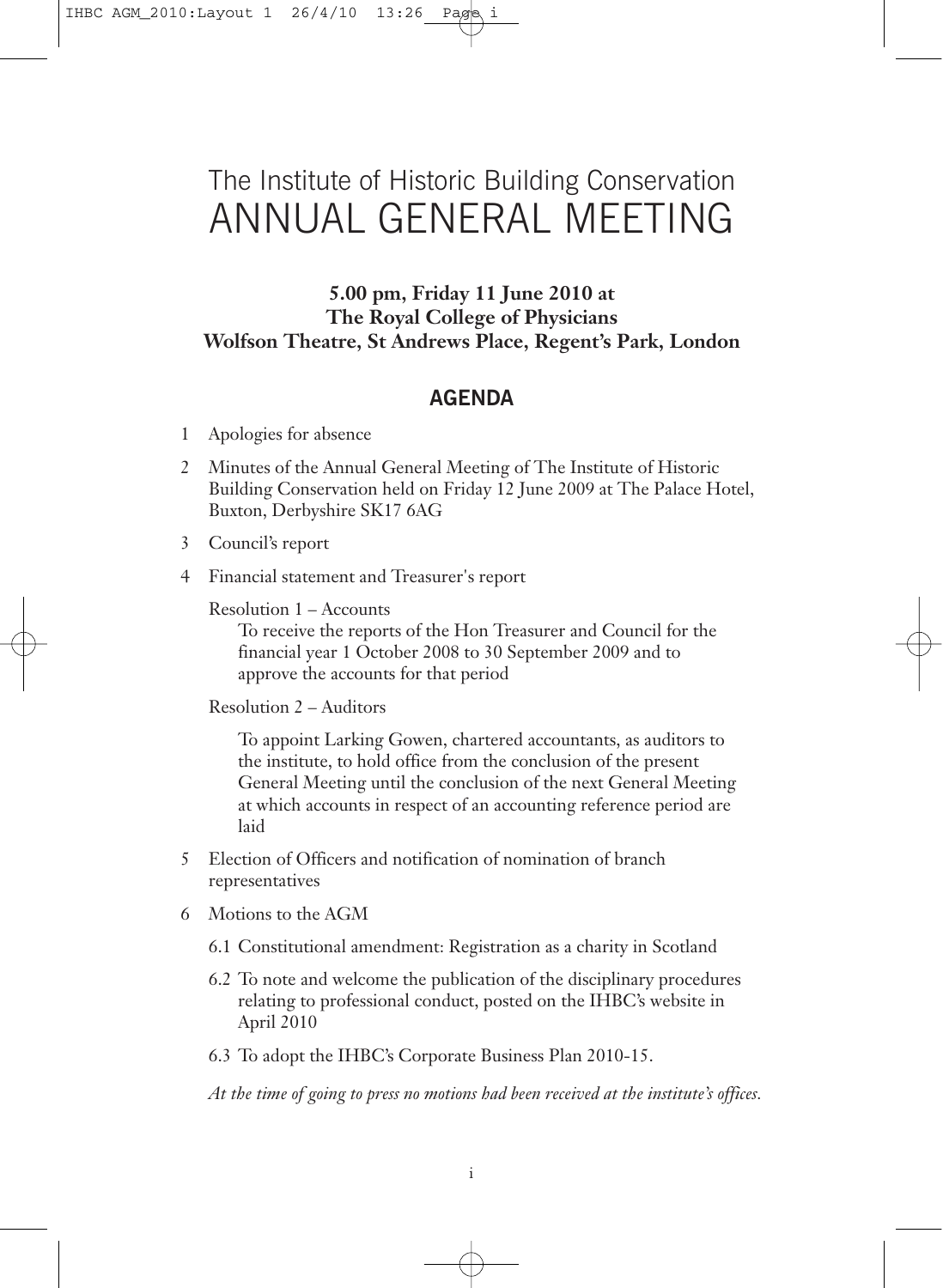# The Institute of Historic Building Conservation
# ANNUAL GENERAL MEETING

**5.00 pm, Friday 11 June 2010 at**
**The Royal College of Physicians**
**Wolfson Theatre, St Andrews Place, Regent's Park, London**

## AGENDA

1 Apologies for absence

2 Minutes of the Annual General Meeting of The Institute of Historic Building Conservation held on Friday 12 June 2009 at The Palace Hotel, Buxton, Derbyshire SK17 6AG

3 Council's report

4 Financial statement and Treasurer's report

   Resolution 1 – Accounts
      To receive the reports of the Hon Treasurer and Council for the financial year 1 October 2008 to 30 September 2009 and to approve the accounts for that period

   Resolution 2 – Auditors
      To appoint Larking Gowen, chartered accountants, as auditors to the institute, to hold office from the conclusion of the present General Meeting until the conclusion of the next General Meeting at which accounts in respect of an accounting reference period are laid

5 Election of Officers and notification of nomination of branch representatives

6 Motions to the AGM

   6.1 Constitutional amendment: Registration as a charity in Scotland

   6.2 To note and welcome the publication of the disciplinary procedures relating to professional conduct, posted on the IHBC's website in April 2010

   6.3 To adopt the IHBC's Corporate Business Plan 2010-15.

*At the time of going to press no motions had been received at the institute's offices.*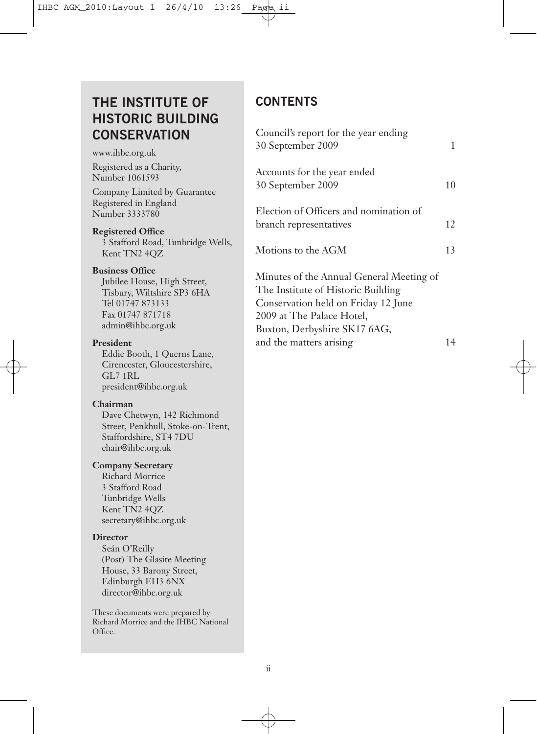## THE INSTITUTE OF HISTORIC BUILDING CONSERVATION

www.ihbc.org.uk

Registered as a Charity, Number 1061593

Company Limited by Guarantee Registered in England Number 3333780

**Registered Office**
3 Stafford Road, Tunbridge Wells, Kent TN2 4QZ

**Business Office**
Jubilee House, High Street, Tisbury, Wiltshire SP3 6HA
Tel 01747 873133
Fax 01747 871718
admin@ihbc.org.uk

**President**
Eddie Booth, 1 Querns Lane, Cirencester, Gloucestershire, GL7 1RL
president@ihbc.org.uk

**Chairman**
Dave Chetwyn, 142 Richmond Street, Penkhull, Stoke-on-Trent, Staffordshire, ST4 7DU
chair@ihbc.org.uk

**Company Secretary**
Richard Morrice
3 Stafford Road
Tunbridge Wells
Kent TN2 4QZ
secretary@ihbc.org.uk

**Director**
Seán O'Reilly
(Post) The Glasite Meeting House, 33 Barony Street, Edinburgh EH3 6NX
director@ihbc.org.uk

These documents were prepared by Richard Morrice and the IHBC National Office.

## CONTENTS

| | |
|---|---|
| Council's report for the year ending 30 September 2009 | 1 |
| Accounts for the year ended 30 September 2009 | 10 |
| Election of Officers and nomination of branch representatives | 12 |
| Motions to the AGM | 13 |
| Minutes of the Annual General Meeting of The Institute of Historic Building Conservation held on Friday 12 June 2009 at The Palace Hotel, Buxton, Derbyshire SK17 6AG, and the matters arising | 14 |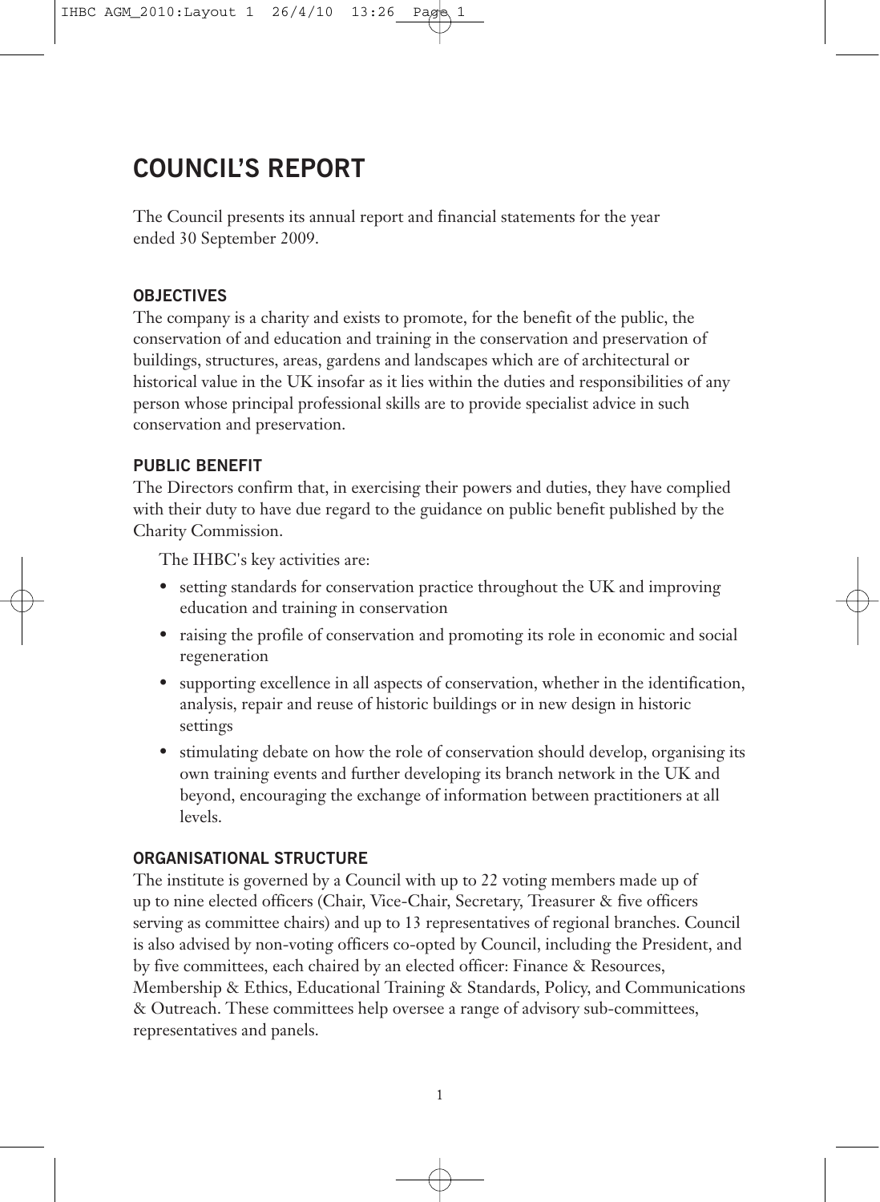# COUNCIL'S REPORT

The Council presents its annual report and financial statements for the year ended 30 September 2009.

## OBJECTIVES

The company is a charity and exists to promote, for the benefit of the public, the conservation of and education and training in the conservation and preservation of buildings, structures, areas, gardens and landscapes which are of architectural or historical value in the UK insofar as it lies within the duties and responsibilities of any person whose principal professional skills are to provide specialist advice in such conservation and preservation.

## PUBLIC BENEFIT

The Directors confirm that, in exercising their powers and duties, they have complied with their duty to have due regard to the guidance on public benefit published by the Charity Commission.

The IHBC's key activities are:

- setting standards for conservation practice throughout the UK and improving education and training in conservation
- raising the profile of conservation and promoting its role in economic and social regeneration
- supporting excellence in all aspects of conservation, whether in the identification, analysis, repair and reuse of historic buildings or in new design in historic settings
- stimulating debate on how the role of conservation should develop, organising its own training events and further developing its branch network in the UK and beyond, encouraging the exchange of information between practitioners at all levels.

## ORGANISATIONAL STRUCTURE

The institute is governed by a Council with up to 22 voting members made up of up to nine elected officers (Chair, Vice-Chair, Secretary, Treasurer & five officers serving as committee chairs) and up to 13 representatives of regional branches. Council is also advised by non-voting officers co-opted by Council, including the President, and by five committees, each chaired by an elected officer: Finance & Resources, Membership & Ethics, Educational Training & Standards, Policy, and Communications & Outreach. These committees help oversee a range of advisory sub-committees, representatives and panels.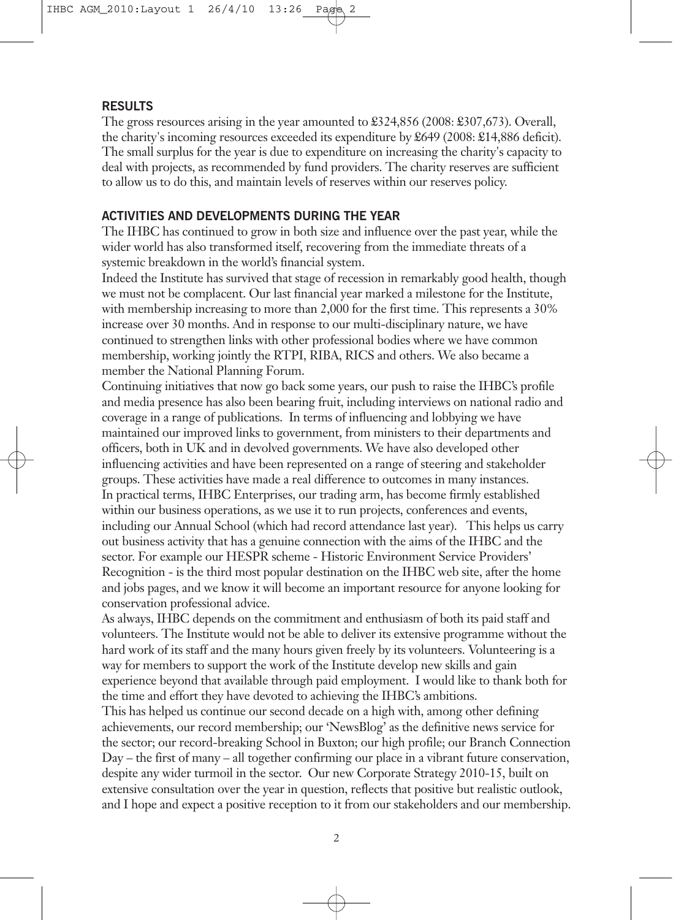## RESULTS

The gross resources arising in the year amounted to £324,856 (2008: £307,673). Overall, the charity's incoming resources exceeded its expenditure by £649 (2008: £14,886 deficit). The small surplus for the year is due to expenditure on increasing the charity's capacity to deal with projects, as recommended by fund providers. The charity reserves are sufficient to allow us to do this, and maintain levels of reserves within our reserves policy.

## ACTIVITIES AND DEVELOPMENTS DURING THE YEAR

The IHBC has continued to grow in both size and influence over the past year, while the wider world has also transformed itself, recovering from the immediate threats of a systemic breakdown in the world's financial system.

Indeed the Institute has survived that stage of recession in remarkably good health, though we must not be complacent. Our last financial year marked a milestone for the Institute, with membership increasing to more than 2,000 for the first time. This represents a 30% increase over 30 months. And in response to our multi-disciplinary nature, we have continued to strengthen links with other professional bodies where we have common membership, working jointly the RTPI, RIBA, RICS and others. We also became a member the National Planning Forum.

Continuing initiatives that now go back some years, our push to raise the IHBC's profile and media presence has also been bearing fruit, including interviews on national radio and coverage in a range of publications. In terms of influencing and lobbying we have maintained our improved links to government, from ministers to their departments and officers, both in UK and in devolved governments. We have also developed other influencing activities and have been represented on a range of steering and stakeholder groups. These activities have made a real difference to outcomes in many instances.

In practical terms, IHBC Enterprises, our trading arm, has become firmly established within our business operations, as we use it to run projects, conferences and events, including our Annual School (which had record attendance last year). This helps us carry out business activity that has a genuine connection with the aims of the IHBC and the sector. For example our HESPR scheme - Historic Environment Service Providers' Recognition - is the third most popular destination on the IHBC web site, after the home and jobs pages, and we know it will become an important resource for anyone looking for conservation professional advice.

As always, IHBC depends on the commitment and enthusiasm of both its paid staff and volunteers. The Institute would not be able to deliver its extensive programme without the hard work of its staff and the many hours given freely by its volunteers. Volunteering is a way for members to support the work of the Institute develop new skills and gain experience beyond that available through paid employment. I would like to thank both for the time and effort they have devoted to achieving the IHBC's ambitions.

This has helped us continue our second decade on a high with, among other defining achievements, our record membership; our 'NewsBlog' as the definitive news service for the sector; our record-breaking School in Buxton; our high profile; our Branch Connection Day – the first of many – all together confirming our place in a vibrant future conservation, despite any wider turmoil in the sector. Our new Corporate Strategy 2010-15, built on extensive consultation over the year in question, reflects that positive but realistic outlook, and I hope and expect a positive reception to it from our stakeholders and our membership.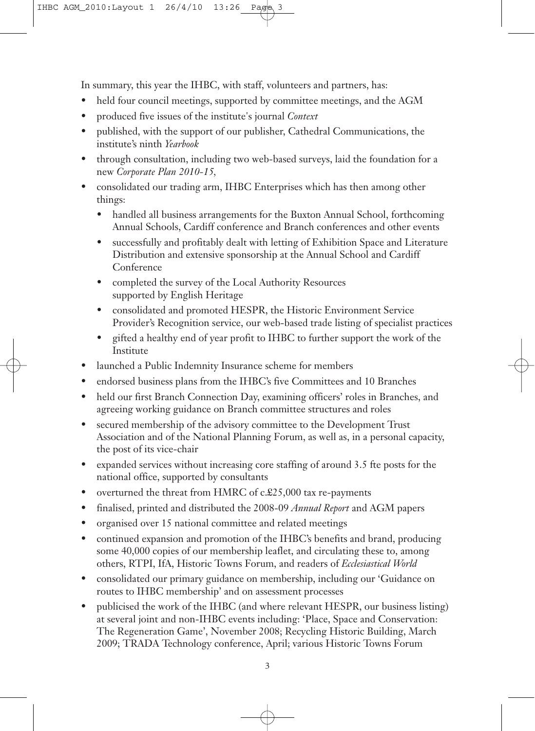In summary, this year the IHBC, with staff, volunteers and partners, has:

- held four council meetings, supported by committee meetings, and the AGM
- produced five issues of the institute's journal *Context*
- published, with the support of our publisher, Cathedral Communications, the institute's ninth *Yearbook*
- through consultation, including two web-based surveys, laid the foundation for a new *Corporate Plan 2010-15*,
- consolidated our trading arm, IHBC Enterprises which has then among other things:
  - handled all business arrangements for the Buxton Annual School, forthcoming Annual Schools, Cardiff conference and Branch conferences and other events
  - successfully and profitably dealt with letting of Exhibition Space and Literature Distribution and extensive sponsorship at the Annual School and Cardiff Conference
  - completed the survey of the Local Authority Resources supported by English Heritage
  - consolidated and promoted HESPR, the Historic Environment Service Provider's Recognition service, our web-based trade listing of specialist practices
  - gifted a healthy end of year profit to IHBC to further support the work of the Institute
- launched a Public Indemnity Insurance scheme for members
- endorsed business plans from the IHBC's five Committees and 10 Branches
- held our first Branch Connection Day, examining officers' roles in Branches, and agreeing working guidance on Branch committee structures and roles
- secured membership of the advisory committee to the Development Trust Association and of the National Planning Forum, as well as, in a personal capacity, the post of its vice-chair
- expanded services without increasing core staffing of around 3.5 fte posts for the national office, supported by consultants
- overturned the threat from HMRC of c.£25,000 tax re-payments
- finalised, printed and distributed the 2008-09 *Annual Report* and AGM papers
- organised over 15 national committee and related meetings
- continued expansion and promotion of the IHBC's benefits and brand, producing some 40,000 copies of our membership leaflet, and circulating these to, among others, RTPI, IfA, Historic Towns Forum, and readers of *Ecclesiastical World*
- consolidated our primary guidance on membership, including our 'Guidance on routes to IHBC membership' and on assessment processes
- publicised the work of the IHBC (and where relevant HESPR, our business listing) at several joint and non-IHBC events including: 'Place, Space and Conservation: The Regeneration Game', November 2008; Recycling Historic Building, March 2009; TRADA Technology conference, April; various Historic Towns Forum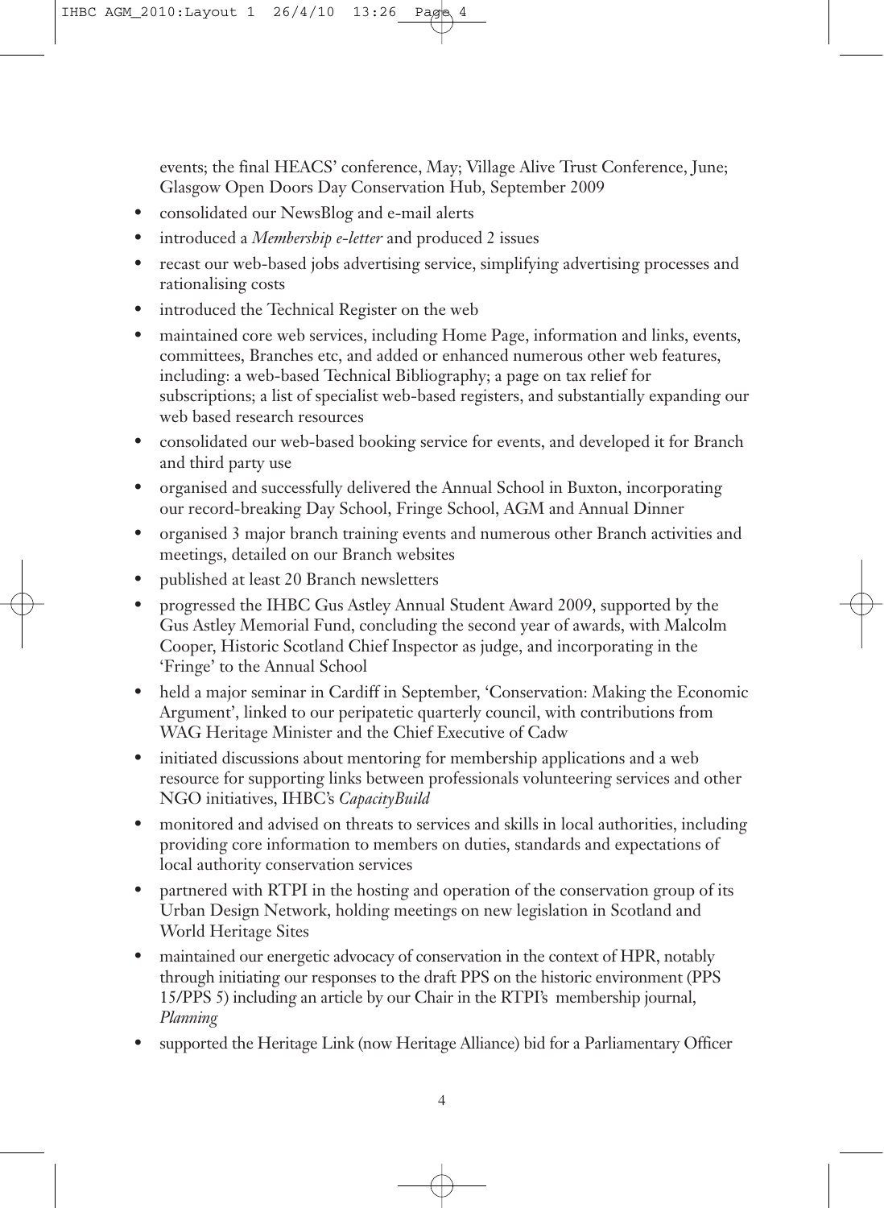events; the final HEACS' conference, May; Village Alive Trust Conference, June; Glasgow Open Doors Day Conservation Hub, September 2009

- consolidated our NewsBlog and e-mail alerts
- introduced a *Membership e-letter* and produced 2 issues
- recast our web-based jobs advertising service, simplifying advertising processes and rationalising costs
- introduced the Technical Register on the web
- maintained core web services, including Home Page, information and links, events, committees, Branches etc, and added or enhanced numerous other web features, including: a web-based Technical Bibliography; a page on tax relief for subscriptions; a list of specialist web-based registers, and substantially expanding our web based research resources
- consolidated our web-based booking service for events, and developed it for Branch and third party use
- organised and successfully delivered the Annual School in Buxton, incorporating our record-breaking Day School, Fringe School, AGM and Annual Dinner
- organised 3 major branch training events and numerous other Branch activities and meetings, detailed on our Branch websites
- published at least 20 Branch newsletters
- progressed the IHBC Gus Astley Annual Student Award 2009, supported by the Gus Astley Memorial Fund, concluding the second year of awards, with Malcolm Cooper, Historic Scotland Chief Inspector as judge, and incorporating in the 'Fringe' to the Annual School
- held a major seminar in Cardiff in September, 'Conservation: Making the Economic Argument', linked to our peripatetic quarterly council, with contributions from WAG Heritage Minister and the Chief Executive of Cadw
- initiated discussions about mentoring for membership applications and a web resource for supporting links between professionals volunteering services and other NGO initiatives, IHBC's *CapacityBuild*
- monitored and advised on threats to services and skills in local authorities, including providing core information to members on duties, standards and expectations of local authority conservation services
- partnered with RTPI in the hosting and operation of the conservation group of its Urban Design Network, holding meetings on new legislation in Scotland and World Heritage Sites
- maintained our energetic advocacy of conservation in the context of HPR, notably through initiating our responses to the draft PPS on the historic environment (PPS 15/PPS 5) including an article by our Chair in the RTPI's membership journal, *Planning*
- supported the Heritage Link (now Heritage Alliance) bid for a Parliamentary Officer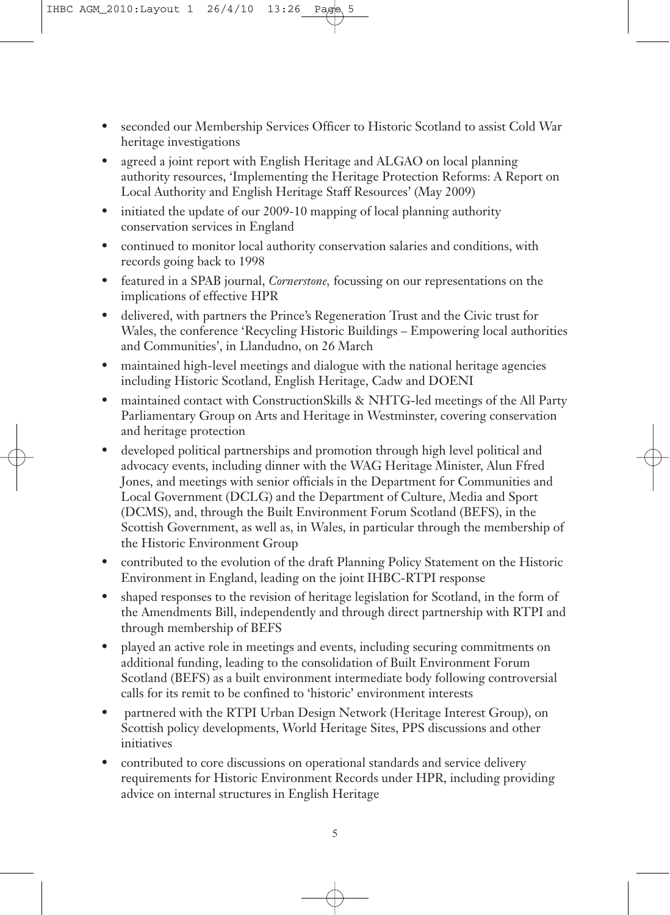- seconded our Membership Services Officer to Historic Scotland to assist Cold War heritage investigations
- agreed a joint report with English Heritage and ALGAO on local planning authority resources, 'Implementing the Heritage Protection Reforms: A Report on Local Authority and English Heritage Staff Resources' (May 2009)
- initiated the update of our 2009-10 mapping of local planning authority conservation services in England
- continued to monitor local authority conservation salaries and conditions, with records going back to 1998
- featured in a SPAB journal, *Cornerstone*, focussing on our representations on the implications of effective HPR
- delivered, with partners the Prince's Regeneration Trust and the Civic trust for Wales, the conference 'Recycling Historic Buildings – Empowering local authorities and Communities', in Llandudno, on 26 March
- maintained high-level meetings and dialogue with the national heritage agencies including Historic Scotland, English Heritage, Cadw and DOENI
- maintained contact with ConstructionSkills & NHTG-led meetings of the All Party Parliamentary Group on Arts and Heritage in Westminster, covering conservation and heritage protection
- developed political partnerships and promotion through high level political and advocacy events, including dinner with the WAG Heritage Minister, Alun Ffred Jones, and meetings with senior officials in the Department for Communities and Local Government (DCLG) and the Department of Culture, Media and Sport (DCMS), and, through the Built Environment Forum Scotland (BEFS), in the Scottish Government, as well as, in Wales, in particular through the membership of the Historic Environment Group
- contributed to the evolution of the draft Planning Policy Statement on the Historic Environment in England, leading on the joint IHBC-RTPI response
- shaped responses to the revision of heritage legislation for Scotland, in the form of the Amendments Bill, independently and through direct partnership with RTPI and through membership of BEFS
- played an active role in meetings and events, including securing commitments on additional funding, leading to the consolidation of Built Environment Forum Scotland (BEFS) as a built environment intermediate body following controversial calls for its remit to be confined to 'historic' environment interests
- partnered with the RTPI Urban Design Network (Heritage Interest Group), on Scottish policy developments, World Heritage Sites, PPS discussions and other initiatives
- contributed to core discussions on operational standards and service delivery requirements for Historic Environment Records under HPR, including providing advice on internal structures in English Heritage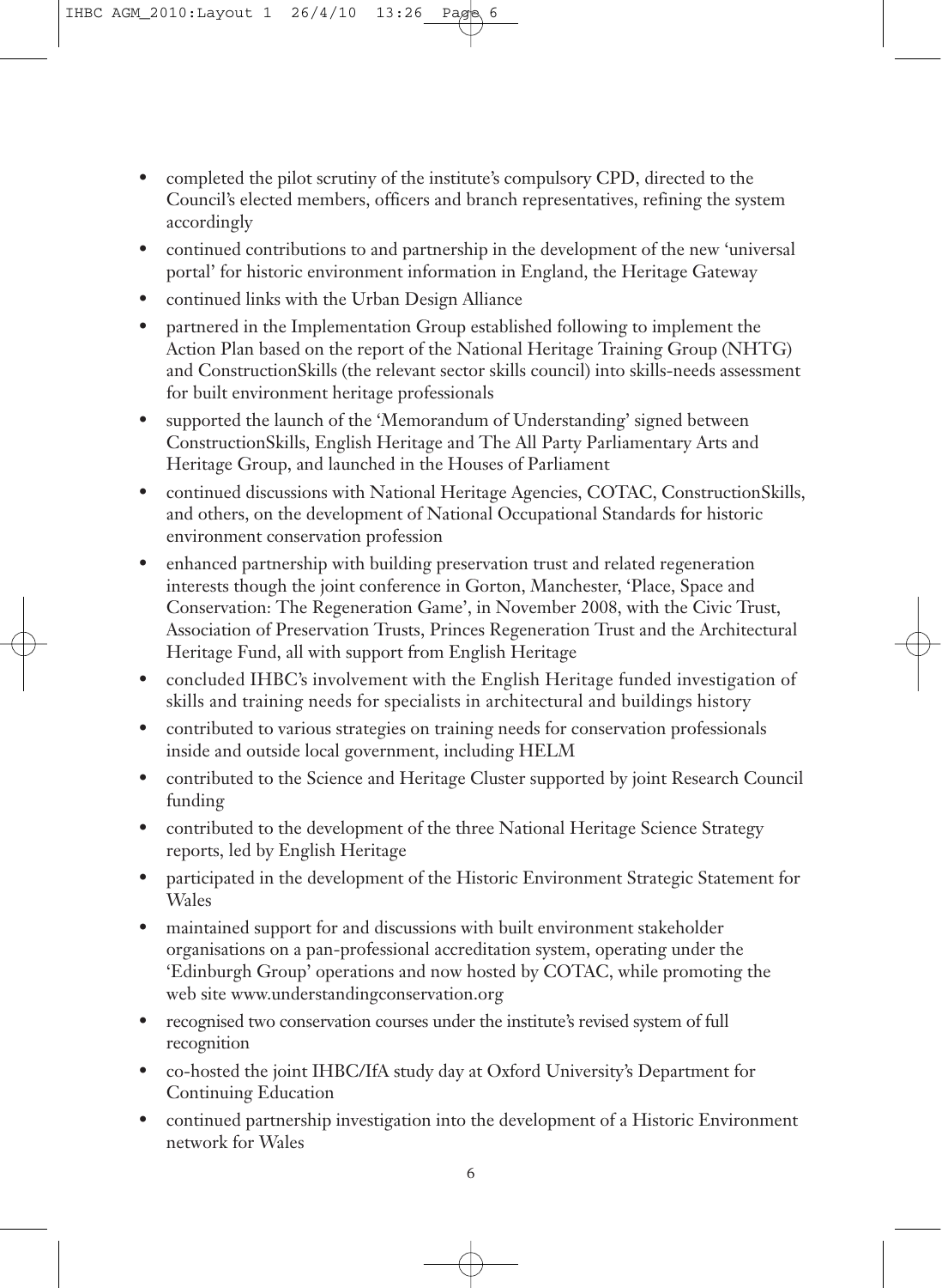- completed the pilot scrutiny of the institute's compulsory CPD, directed to the Council's elected members, officers and branch representatives, refining the system accordingly
- continued contributions to and partnership in the development of the new 'universal portal' for historic environment information in England, the Heritage Gateway
- continued links with the Urban Design Alliance
- partnered in the Implementation Group established following to implement the Action Plan based on the report of the National Heritage Training Group (NHTG) and ConstructionSkills (the relevant sector skills council) into skills-needs assessment for built environment heritage professionals
- supported the launch of the 'Memorandum of Understanding' signed between ConstructionSkills, English Heritage and The All Party Parliamentary Arts and Heritage Group, and launched in the Houses of Parliament
- continued discussions with National Heritage Agencies, COTAC, ConstructionSkills, and others, on the development of National Occupational Standards for historic environment conservation profession
- enhanced partnership with building preservation trust and related regeneration interests though the joint conference in Gorton, Manchester, 'Place, Space and Conservation: The Regeneration Game', in November 2008, with the Civic Trust, Association of Preservation Trusts, Princes Regeneration Trust and the Architectural Heritage Fund, all with support from English Heritage
- concluded IHBC's involvement with the English Heritage funded investigation of skills and training needs for specialists in architectural and buildings history
- contributed to various strategies on training needs for conservation professionals inside and outside local government, including HELM
- contributed to the Science and Heritage Cluster supported by joint Research Council funding
- contributed to the development of the three National Heritage Science Strategy reports, led by English Heritage
- participated in the development of the Historic Environment Strategic Statement for Wales
- maintained support for and discussions with built environment stakeholder organisations on a pan-professional accreditation system, operating under the 'Edinburgh Group' operations and now hosted by COTAC, while promoting the web site www.understandingconservation.org
- recognised two conservation courses under the institute's revised system of full recognition
- co-hosted the joint IHBC/IfA study day at Oxford University's Department for Continuing Education
- continued partnership investigation into the development of a Historic Environment network for Wales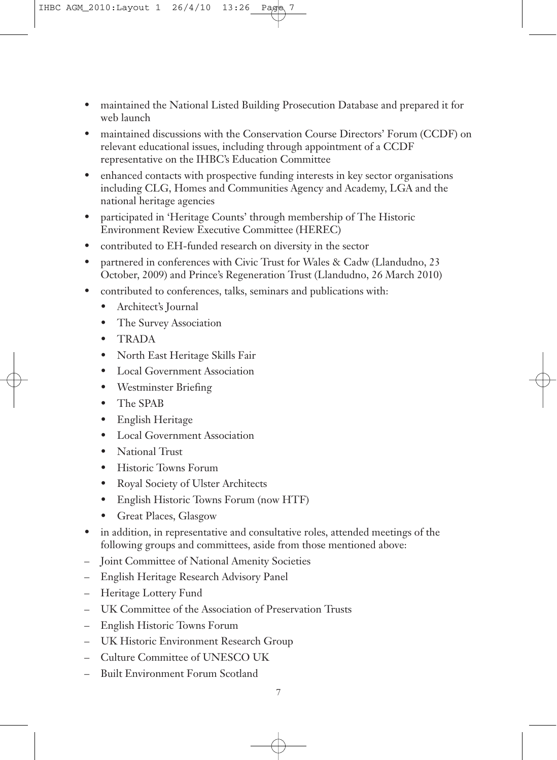- maintained the National Listed Building Prosecution Database and prepared it for web launch
- maintained discussions with the Conservation Course Directors' Forum (CCDF) on relevant educational issues, including through appointment of a CCDF representative on the IHBC's Education Committee
- enhanced contacts with prospective funding interests in key sector organisations including CLG, Homes and Communities Agency and Academy, LGA and the national heritage agencies
- participated in 'Heritage Counts' through membership of The Historic Environment Review Executive Committee (HEREC)
- contributed to EH-funded research on diversity in the sector
- partnered in conferences with Civic Trust for Wales & Cadw (Llandudno, 23 October, 2009) and Prince's Regeneration Trust (Llandudno, 26 March 2010)
- contributed to conferences, talks, seminars and publications with:
  - Architect's Journal
  - The Survey Association
  - TRADA
  - North East Heritage Skills Fair
  - Local Government Association
  - Westminster Briefing
  - The SPAB
  - English Heritage
  - Local Government Association
  - National Trust
  - Historic Towns Forum
  - Royal Society of Ulster Architects
  - English Historic Towns Forum (now HTF)
  - Great Places, Glasgow
- in addition, in representative and consultative roles, attended meetings of the following groups and committees, aside from those mentioned above:

– Joint Committee of National Amenity Societies
– English Heritage Research Advisory Panel
– Heritage Lottery Fund
– UK Committee of the Association of Preservation Trusts
– English Historic Towns Forum
– UK Historic Environment Research Group
– Culture Committee of UNESCO UK
– Built Environment Forum Scotland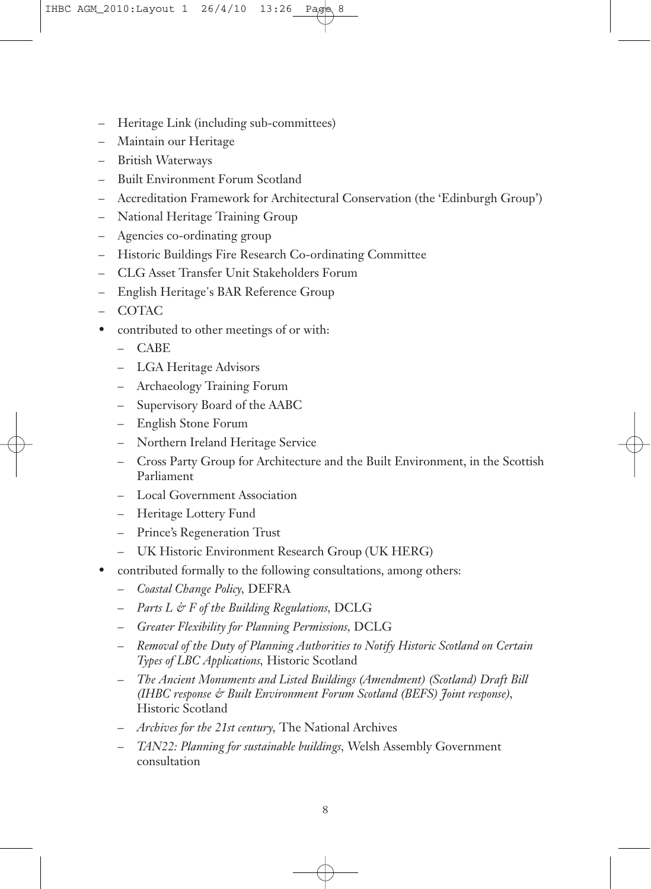- Heritage Link (including sub-committees)
- Maintain our Heritage
- British Waterways
- Built Environment Forum Scotland
- Accreditation Framework for Architectural Conservation (the 'Edinburgh Group')
- National Heritage Training Group
- Agencies co-ordinating group
- Historic Buildings Fire Research Co-ordinating Committee
- CLG Asset Transfer Unit Stakeholders Forum
- English Heritage's BAR Reference Group
- COTAC

- contributed to other meetings of or with:
  - CABE
  - LGA Heritage Advisors
  - Archaeology Training Forum
  - Supervisory Board of the AABC
  - English Stone Forum
  - Northern Ireland Heritage Service
  - Cross Party Group for Architecture and the Built Environment, in the Scottish Parliament
  - Local Government Association
  - Heritage Lottery Fund
  - Prince's Regeneration Trust
  - UK Historic Environment Research Group (UK HERG)
- contributed formally to the following consultations, among others:
  - *Coastal Change Policy*, DEFRA
  - *Parts L & F of the Building Regulations*, DCLG
  - *Greater Flexibility for Planning Permissions*, DCLG
  - *Removal of the Duty of Planning Authorities to Notify Historic Scotland on Certain Types of LBC Applications*, Historic Scotland
  - *The Ancient Monuments and Listed Buildings (Amendment) (Scotland) Draft Bill (IHBC response & Built Environment Forum Scotland (BEFS) Joint response)*, Historic Scotland
  - *Archives for the 21st century*, The National Archives
  - *TAN22: Planning for sustainable buildings*, Welsh Assembly Government consultation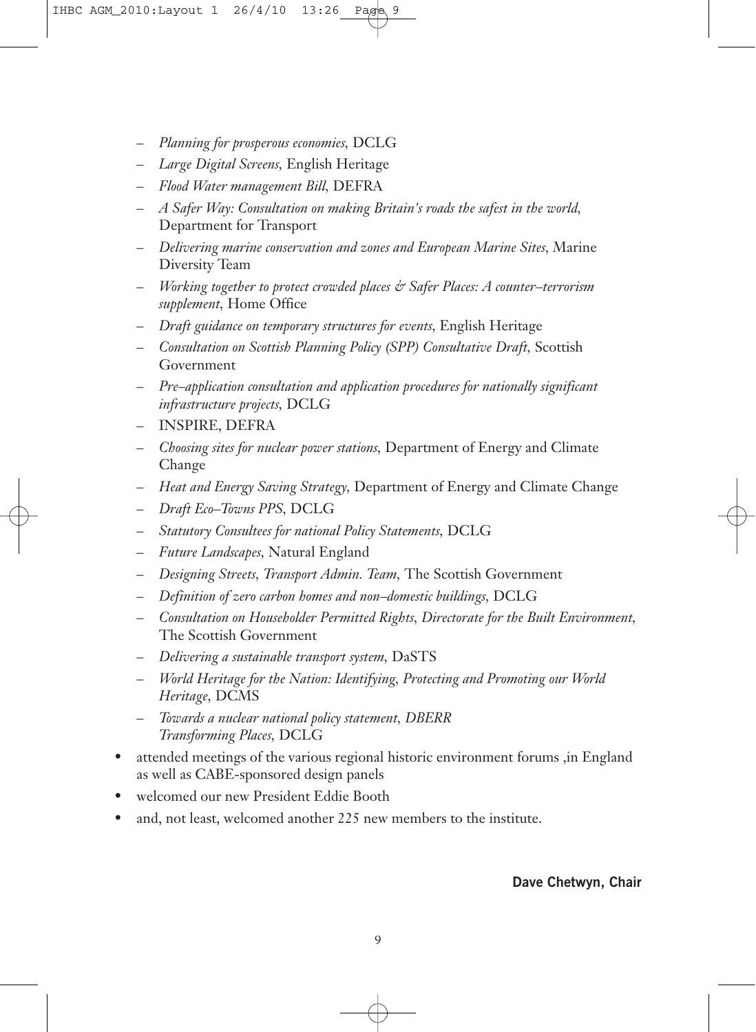- *Planning for prosperous economies*, DCLG
  - *Large Digital Screens*, English Heritage
  - *Flood Water management Bill*, DEFRA
  - *A Safer Way: Consultation on making Britain's roads the safest in the world*, Department for Transport
  - *Delivering marine conservation and zones and European Marine Sites*, Marine Diversity Team
  - *Working together to protect crowded places & Safer Places: A counter–terrorism supplement*, Home Office
  - *Draft guidance on temporary structures for events*, English Heritage
  - *Consultation on Scottish Planning Policy (SPP) Consultative Draft*, Scottish Government
  - *Pre–application consultation and application procedures for nationally significant infrastructure projects*, DCLG
  - INSPIRE, DEFRA
  - *Choosing sites for nuclear power stations*, Department of Energy and Climate Change
  - *Heat and Energy Saving Strategy*, Department of Energy and Climate Change
  - *Draft Eco–Towns PPS*, DCLG
  - *Statutory Consultees for national Policy Statements*, DCLG
  - *Future Landscapes*, Natural England
  - *Designing Streets*, *Transport Admin. Team*, The Scottish Government
  - *Definition of zero carbon homes and non–domestic buildings*, DCLG
  - *Consultation on Householder Permitted Rights*, *Directorate for the Built Environment*, The Scottish Government
  - *Delivering a sustainable transport system*, DaSTS
  - *World Heritage for the Nation: Identifying, Protecting and Promoting our World Heritage*, DCMS
  - *Towards a nuclear national policy statement*, *DBERR*
    *Transforming Places*, DCLG
- attended meetings of the various regional historic environment forums ,in England as well as CABE-sponsored design panels
- welcomed our new President Eddie Booth
- and, not least, welcomed another 225 new members to the institute.

**Dave Chetwyn, Chair**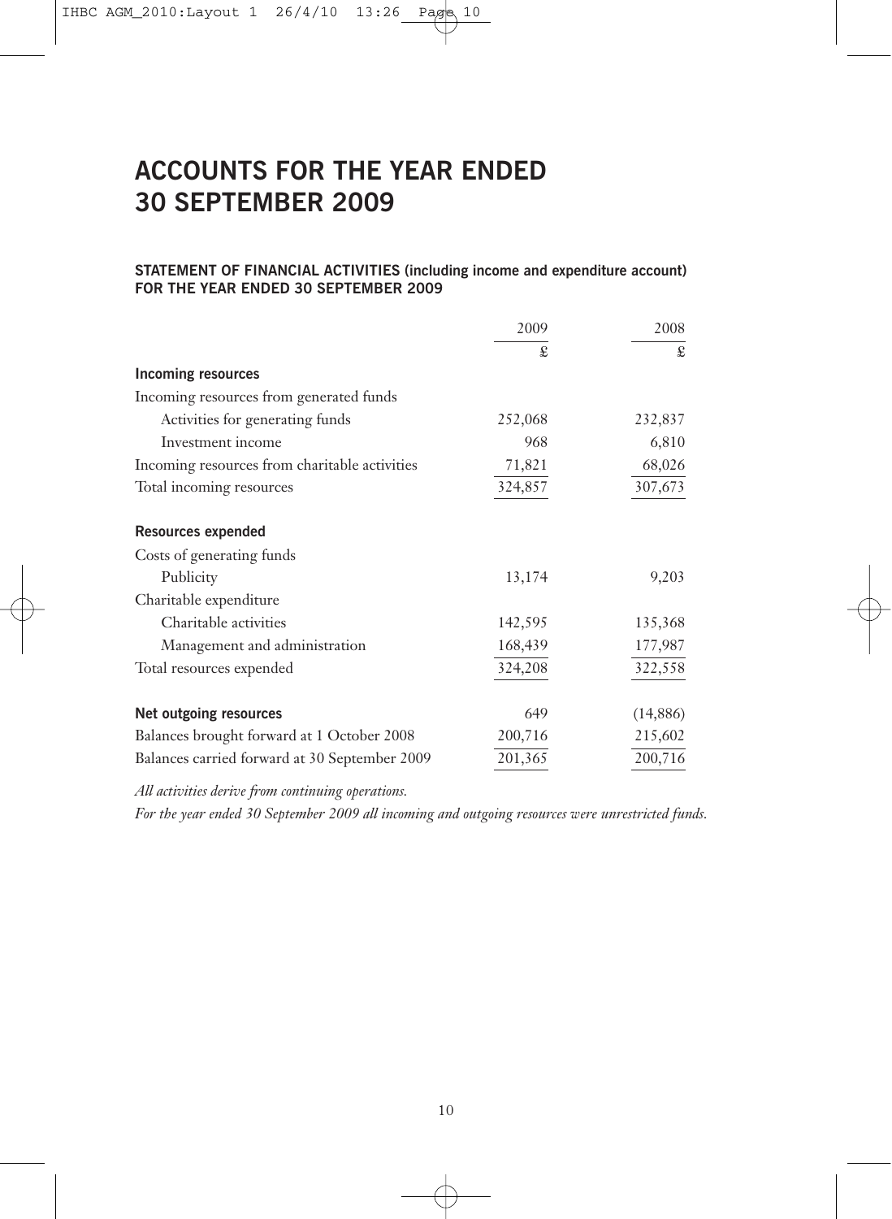# ACCOUNTS FOR THE YEAR ENDED 30 SEPTEMBER 2009

**STATEMENT OF FINANCIAL ACTIVITIES (including income and expenditure account) FOR THE YEAR ENDED 30 SEPTEMBER 2009**

| | 2009 | 2008 |
|---|---|---|
| | £ | £ |
| **Incoming resources** | | |
| Incoming resources from generated funds | | |
| Activities for generating funds | 252,068 | 232,837 |
| Investment income | 968 | 6,810 |
| Incoming resources from charitable activities | 71,821 | 68,026 |
| Total incoming resources | 324,857 | 307,673 |
| **Resources expended** | | |
| Costs of generating funds | | |
| Publicity | 13,174 | 9,203 |
| Charitable expenditure | | |
| Charitable activities | 142,595 | 135,368 |
| Management and administration | 168,439 | 177,987 |
| Total resources expended | 324,208 | 322,558 |
| **Net outgoing resources** | 649 | (14,886) |
| Balances brought forward at 1 October 2008 | 200,716 | 215,602 |
| Balances carried forward at 30 September 2009 | 201,365 | 200,716 |

*All activities derive from continuing operations.*

*For the year ended 30 September 2009 all incoming and outgoing resources were unrestricted funds.*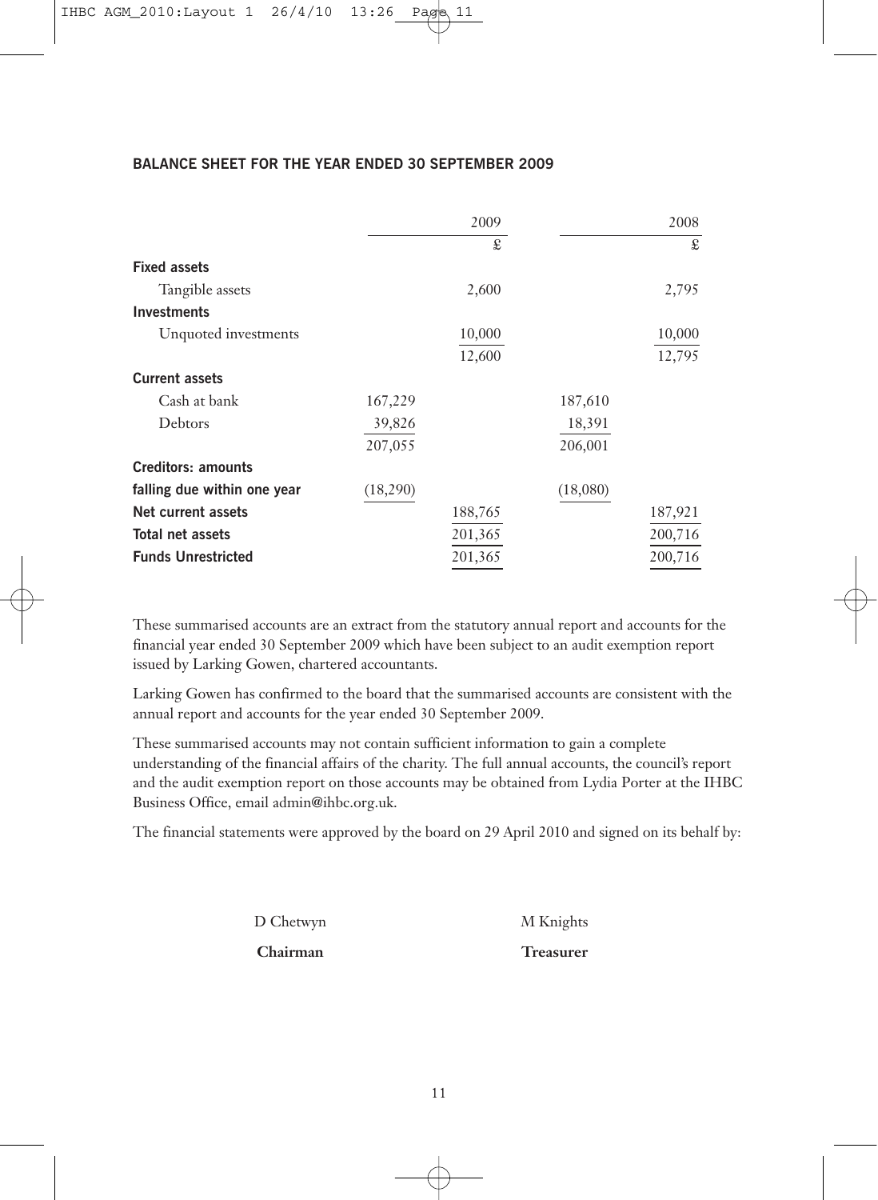## BALANCE SHEET FOR THE YEAR ENDED 30 SEPTEMBER 2009

| | 2009 | | 2008 | |
|---|---|---|---|---|
| | | £ | | £ |
| **Fixed assets** | | | | |
| Tangible assets | | 2,600 | | 2,795 |
| **Investments** | | | | |
| Unquoted investments | | 10,000 | | 10,000 |
| | | 12,600 | | 12,795 |
| **Current assets** | | | | |
| Cash at bank | 167,229 | | 187,610 | |
| Debtors | 39,826 | | 18,391 | |
| | 207,055 | | 206,001 | |
| **Creditors: amounts falling due within one year** | (18,290) | | (18,080) | |
| **Net current assets** | | 188,765 | | 187,921 |
| **Total net assets** | | 201,365 | | 200,716 |
| **Funds Unrestricted** | | 201,365 | | 200,716 |

These summarised accounts are an extract from the statutory annual report and accounts for the financial year ended 30 September 2009 which have been subject to an audit exemption report issued by Larking Gowen, chartered accountants.

Larking Gowen has confirmed to the board that the summarised accounts are consistent with the annual report and accounts for the year ended 30 September 2009.

These summarised accounts may not contain sufficient information to gain a complete understanding of the financial affairs of the charity. The full annual accounts, the council's report and the audit exemption report on those accounts may be obtained from Lydia Porter at the IHBC Business Office, email admin@ihbc.org.uk.

The financial statements were approved by the board on 29 April 2010 and signed on its behalf by:

D Chetwyn
**Chairman**

M Knights
**Treasurer**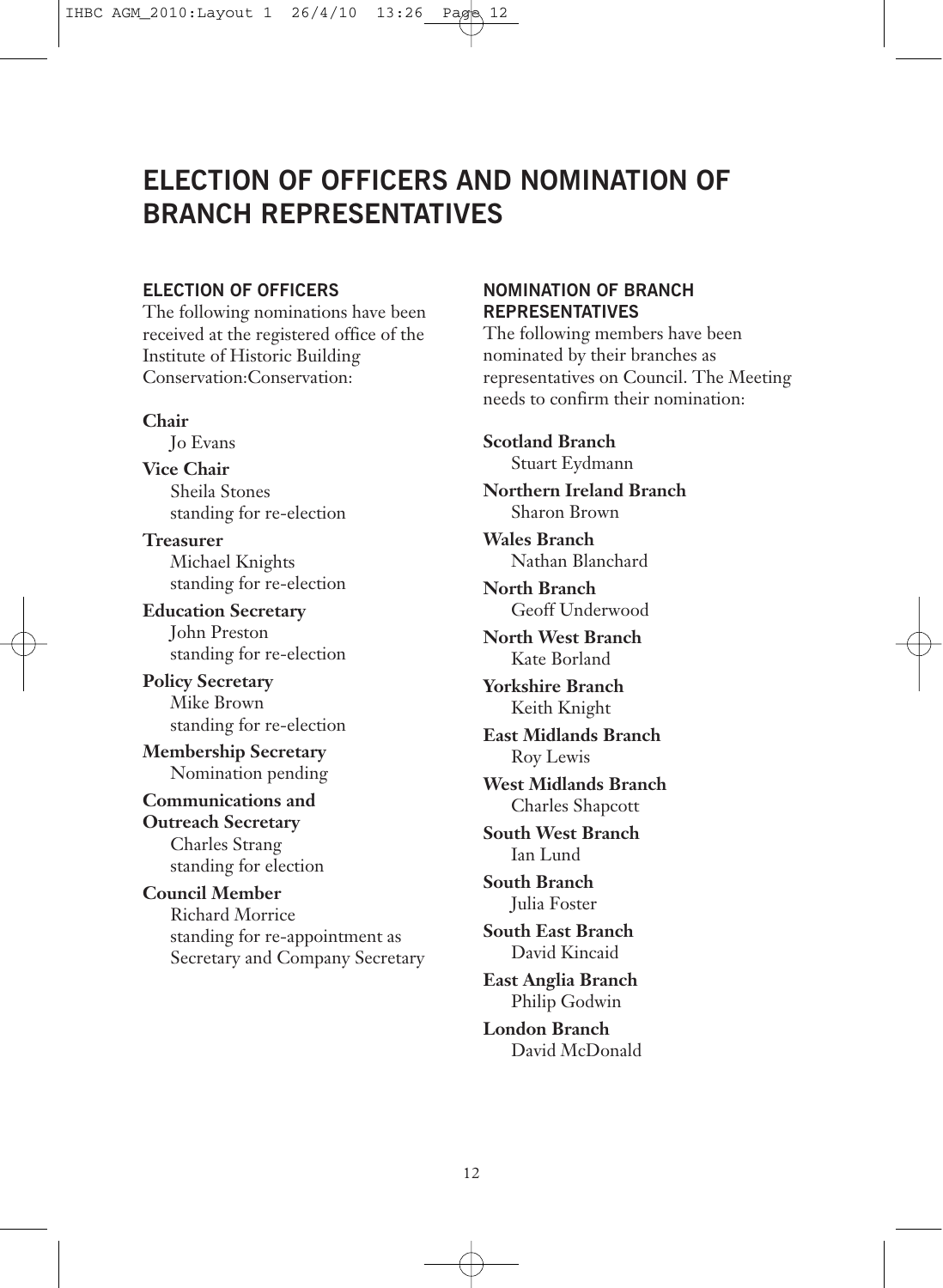# ELECTION OF OFFICERS AND NOMINATION OF BRANCH REPRESENTATIVES

## ELECTION OF OFFICERS

The following nominations have been received at the registered office of the Institute of Historic Building Conservation:Conservation:

**Chair**
Jo Evans

**Vice Chair**
Sheila Stones
standing for re-election

**Treasurer**
Michael Knights
standing for re-election

**Education Secretary**
John Preston
standing for re-election

**Policy Secretary**
Mike Brown
standing for re-election

**Membership Secretary**
Nomination pending

**Communications and Outreach Secretary**
Charles Strang
standing for election

**Council Member**
Richard Morrice
standing for re-appointment as Secretary and Company Secretary

## NOMINATION OF BRANCH REPRESENTATIVES

The following members have been nominated by their branches as representatives on Council. The Meeting needs to confirm their nomination:

**Scotland Branch**
Stuart Eydmann

**Northern Ireland Branch**
Sharon Brown

**Wales Branch**
Nathan Blanchard

**North Branch**
Geoff Underwood

**North West Branch**
Kate Borland

**Yorkshire Branch**
Keith Knight

**East Midlands Branch**
Roy Lewis

**West Midlands Branch**
Charles Shapcott

**South West Branch**
Ian Lund

**South Branch**
Julia Foster

**South East Branch**
David Kincaid

**East Anglia Branch**
Philip Godwin

**London Branch**
David McDonald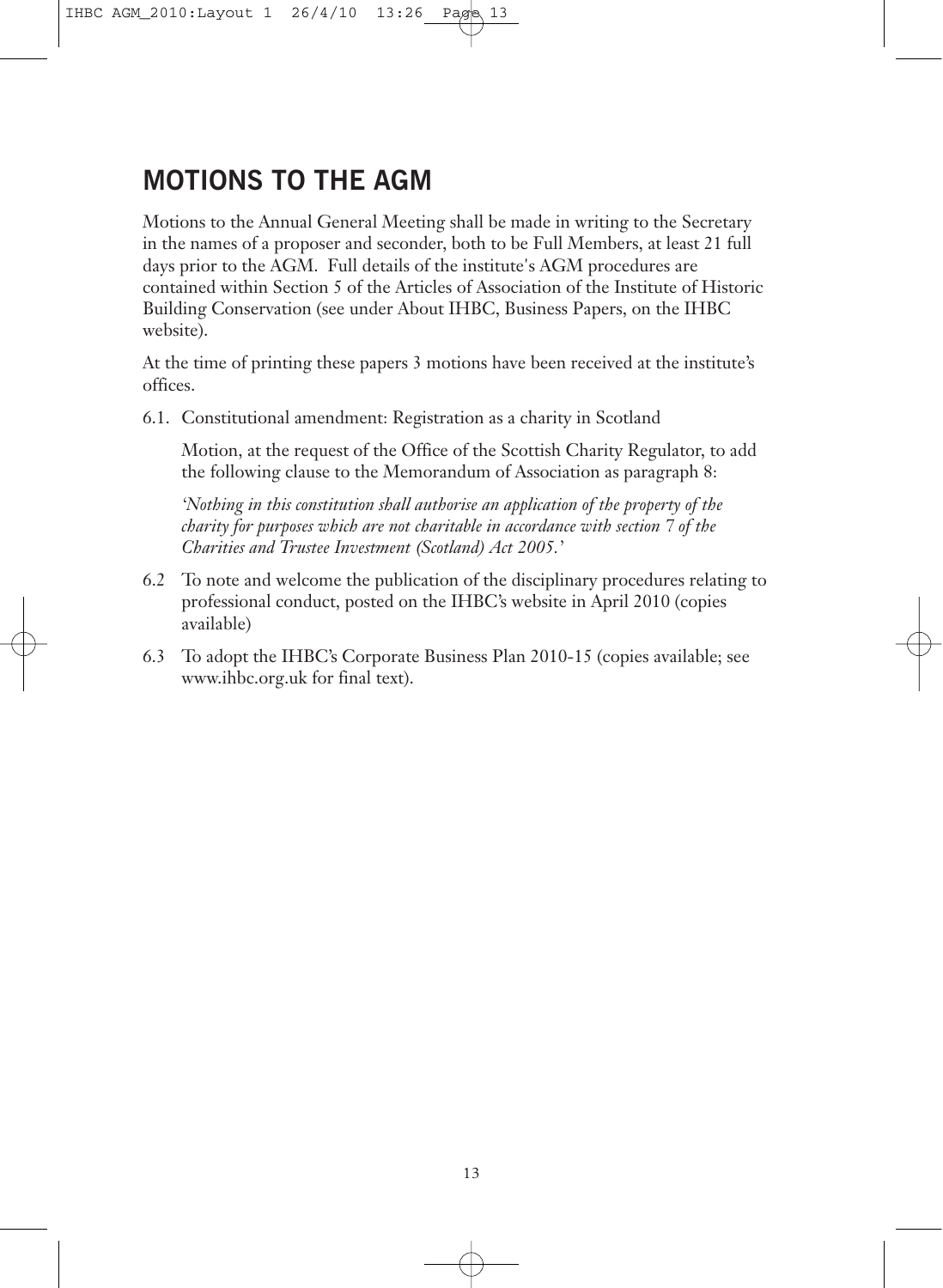## MOTIONS TO THE AGM

Motions to the Annual General Meeting shall be made in writing to the Secretary in the names of a proposer and seconder, both to be Full Members, at least 21 full days prior to the AGM. Full details of the institute's AGM procedures are contained within Section 5 of the Articles of Association of the Institute of Historic Building Conservation (see under About IHBC, Business Papers, on the IHBC website).

At the time of printing these papers 3 motions have been received at the institute's offices.

6.1. Constitutional amendment: Registration as a charity in Scotland

Motion, at the request of the Office of the Scottish Charity Regulator, to add the following clause to the Memorandum of Association as paragraph 8:

*'Nothing in this constitution shall authorise an application of the property of the charity for purposes which are not charitable in accordance with section 7 of the Charities and Trustee Investment (Scotland) Act 2005.'*

6.2 To note and welcome the publication of the disciplinary procedures relating to professional conduct, posted on the IHBC's website in April 2010 (copies available)

6.3 To adopt the IHBC's Corporate Business Plan 2010-15 (copies available; see www.ihbc.org.uk for final text).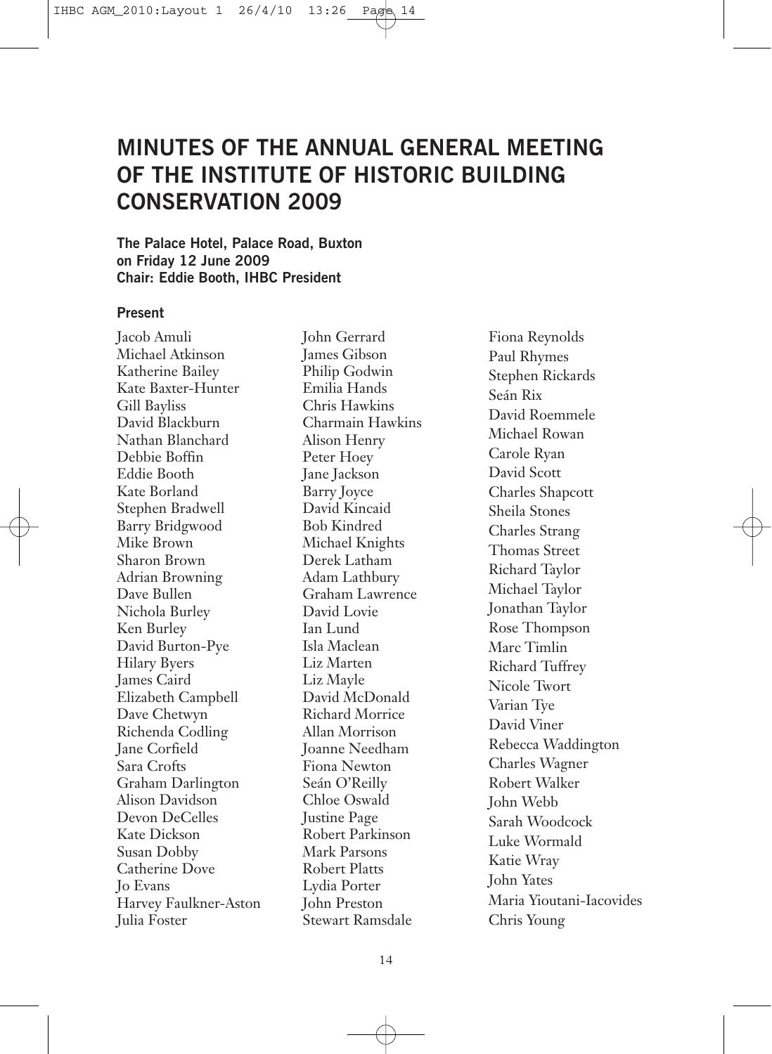# MINUTES OF THE ANNUAL GENERAL MEETING OF THE INSTITUTE OF HISTORIC BUILDING CONSERVATION 2009

**The Palace Hotel, Palace Road, Buxton**
**on Friday 12 June 2009**
**Chair: Eddie Booth, IHBC President**

## Present

Jacob Amuli
Michael Atkinson
Katherine Bailey
Kate Baxter-Hunter
Gill Bayliss
David Blackburn
Nathan Blanchard
Debbie Boffin
Eddie Booth
Kate Borland
Stephen Bradwell
Barry Bridgwood
Mike Brown
Sharon Brown
Adrian Browning
Dave Bullen
Nichola Burley
Ken Burley
David Burton-Pye
Hilary Byers
James Caird
Elizabeth Campbell
Dave Chetwyn
Richenda Codling
Jane Corfield
Sara Crofts
Graham Darlington
Alison Davidson
Devon DeCelles
Kate Dickson
Susan Dobby
Catherine Dove
Jo Evans
Harvey Faulkner-Aston
Julia Foster
John Gerrard
James Gibson
Philip Godwin
Emilia Hands
Chris Hawkins
Charmain Hawkins
Alison Henry
Peter Hoey
Jane Jackson
Barry Joyce
David Kincaid
Bob Kindred
Michael Knights
Derek Latham
Adam Lathbury
Graham Lawrence
David Lovie
Ian Lund
Isla Maclean
Liz Marten
Liz Mayle
David McDonald
Richard Morrice
Allan Morrison
Joanne Needham
Fiona Newton
Seán O'Reilly
Chloe Oswald
Justine Page
Robert Parkinson
Mark Parsons
Robert Platts
Lydia Porter
John Preston
Stewart Ramsdale
Fiona Reynolds
Paul Rhymes
Stephen Rickards
Seán Rix
David Roemmele
Michael Rowan
Carole Ryan
David Scott
Charles Shapcott
Sheila Stones
Charles Strang
Thomas Street
Richard Taylor
Michael Taylor
Jonathan Taylor
Rose Thompson
Marc Timlin
Richard Tuffrey
Nicole Twort
Varian Tye
David Viner
Rebecca Waddington
Charles Wagner
Robert Walker
John Webb
Sarah Woodcock
Luke Wormald
Katie Wray
John Yates
Maria Yioutani-Iacovides
Chris Young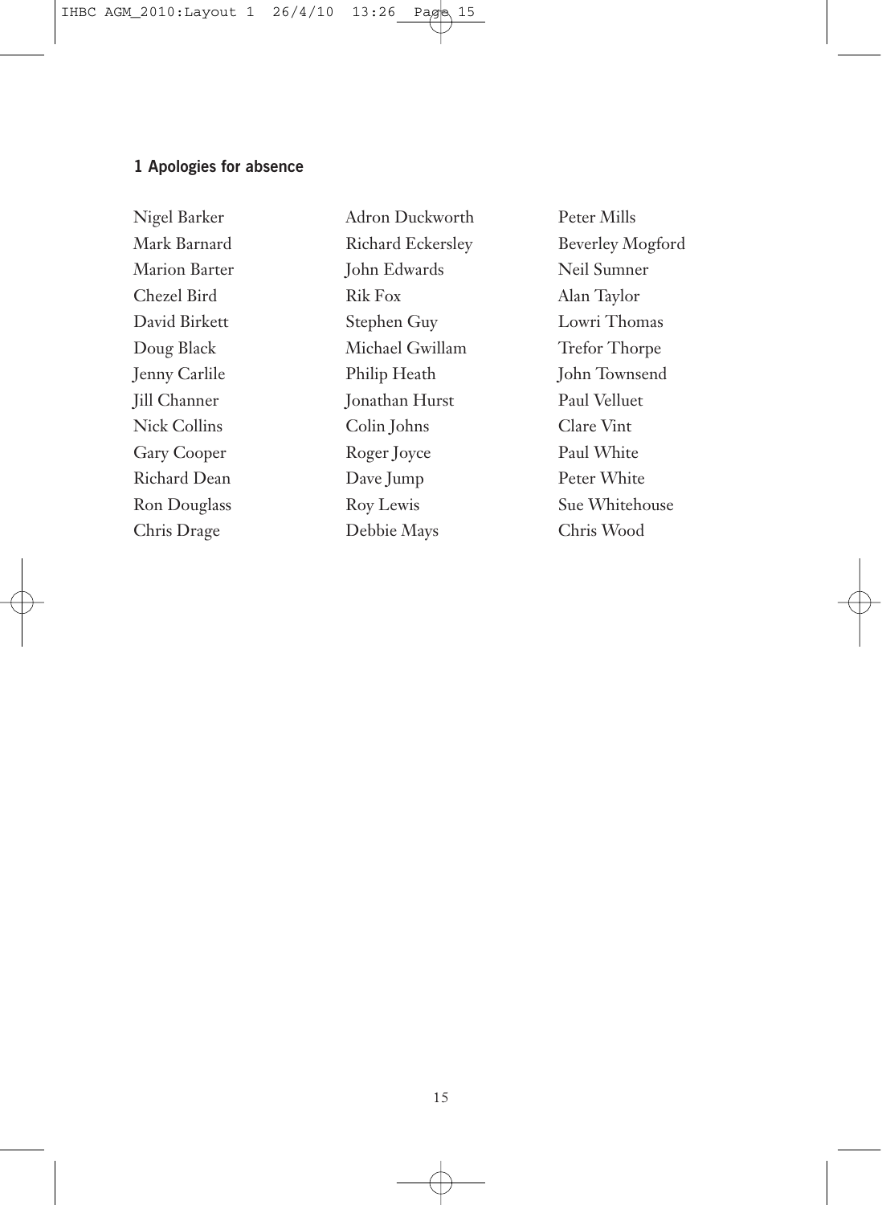## 1 Apologies for absence

Nigel Barker
Mark Barnard
Marion Barter
Chezel Bird
David Birkett
Doug Black
Jenny Carlile
Jill Channer
Nick Collins
Gary Cooper
Richard Dean
Ron Douglass
Chris Drage
Adron Duckworth
Richard Eckersley
John Edwards
Rik Fox
Stephen Guy
Michael Gwillam
Philip Heath
Jonathan Hurst
Colin Johns
Roger Joyce
Dave Jump
Roy Lewis
Debbie Mays
Peter Mills
Beverley Mogford
Neil Sumner
Alan Taylor
Lowri Thomas
Trefor Thorpe
John Townsend
Paul Velluet
Clare Vint
Paul White
Peter White
Sue Whitehouse
Chris Wood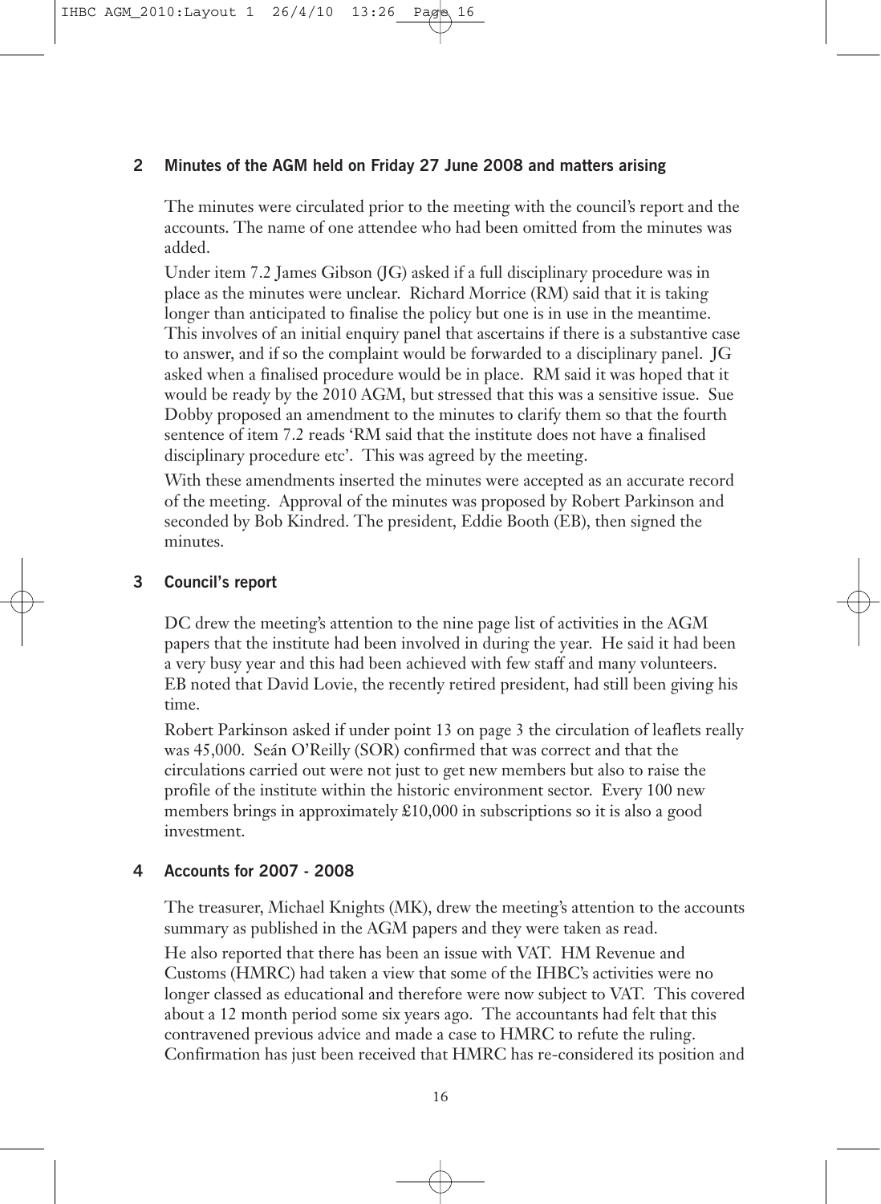## 2 Minutes of the AGM held on Friday 27 June 2008 and matters arising

The minutes were circulated prior to the meeting with the council's report and the accounts. The name of one attendee who had been omitted from the minutes was added.

Under item 7.2 James Gibson (JG) asked if a full disciplinary procedure was in place as the minutes were unclear. Richard Morrice (RM) said that it is taking longer than anticipated to finalise the policy but one is in use in the meantime. This involves of an initial enquiry panel that ascertains if there is a substantive case to answer, and if so the complaint would be forwarded to a disciplinary panel. JG asked when a finalised procedure would be in place. RM said it was hoped that it would be ready by the 2010 AGM, but stressed that this was a sensitive issue. Sue Dobby proposed an amendment to the minutes to clarify them so that the fourth sentence of item 7.2 reads 'RM said that the institute does not have a finalised disciplinary procedure etc'. This was agreed by the meeting.

With these amendments inserted the minutes were accepted as an accurate record of the meeting. Approval of the minutes was proposed by Robert Parkinson and seconded by Bob Kindred. The president, Eddie Booth (EB), then signed the minutes.

## 3 Council's report

DC drew the meeting's attention to the nine page list of activities in the AGM papers that the institute had been involved in during the year. He said it had been a very busy year and this had been achieved with few staff and many volunteers. EB noted that David Lovie, the recently retired president, had still been giving his time.

Robert Parkinson asked if under point 13 on page 3 the circulation of leaflets really was 45,000. Seán O'Reilly (SOR) confirmed that was correct and that the circulations carried out were not just to get new members but also to raise the profile of the institute within the historic environment sector. Every 100 new members brings in approximately £10,000 in subscriptions so it is also a good investment.

## 4 Accounts for 2007 - 2008

The treasurer, Michael Knights (MK), drew the meeting's attention to the accounts summary as published in the AGM papers and they were taken as read.

He also reported that there has been an issue with VAT. HM Revenue and Customs (HMRC) had taken a view that some of the IHBC's activities were no longer classed as educational and therefore were now subject to VAT. This covered about a 12 month period some six years ago. The accountants had felt that this contravened previous advice and made a case to HMRC to refute the ruling. Confirmation has just been received that HMRC has re-considered its position and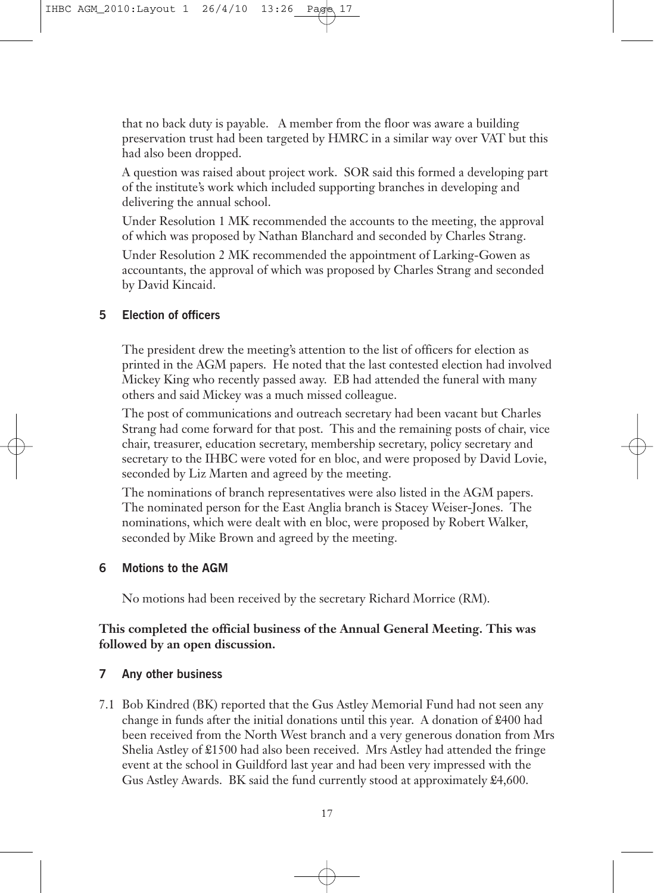that no back duty is payable. A member from the floor was aware a building preservation trust had been targeted by HMRC in a similar way over VAT but this had also been dropped.

A question was raised about project work. SOR said this formed a developing part of the institute's work which included supporting branches in developing and delivering the annual school.

Under Resolution 1 MK recommended the accounts to the meeting, the approval of which was proposed by Nathan Blanchard and seconded by Charles Strang.

Under Resolution 2 MK recommended the appointment of Larking-Gowen as accountants, the approval of which was proposed by Charles Strang and seconded by David Kincaid.

## 5 Election of officers

The president drew the meeting's attention to the list of officers for election as printed in the AGM papers. He noted that the last contested election had involved Mickey King who recently passed away. EB had attended the funeral with many others and said Mickey was a much missed colleague.

The post of communications and outreach secretary had been vacant but Charles Strang had come forward for that post. This and the remaining posts of chair, vice chair, treasurer, education secretary, membership secretary, policy secretary and secretary to the IHBC were voted for en bloc, and were proposed by David Lovie, seconded by Liz Marten and agreed by the meeting.

The nominations of branch representatives were also listed in the AGM papers. The nominated person for the East Anglia branch is Stacey Weiser-Jones. The nominations, which were dealt with en bloc, were proposed by Robert Walker, seconded by Mike Brown and agreed by the meeting.

## 6 Motions to the AGM

No motions had been received by the secretary Richard Morrice (RM).

**This completed the official business of the Annual General Meeting. This was followed by an open discussion.**

## 7 Any other business

7.1 Bob Kindred (BK) reported that the Gus Astley Memorial Fund had not seen any change in funds after the initial donations until this year. A donation of £400 had been received from the North West branch and a very generous donation from Mrs Shelia Astley of £1500 had also been received. Mrs Astley had attended the fringe event at the school in Guildford last year and had been very impressed with the Gus Astley Awards. BK said the fund currently stood at approximately £4,600.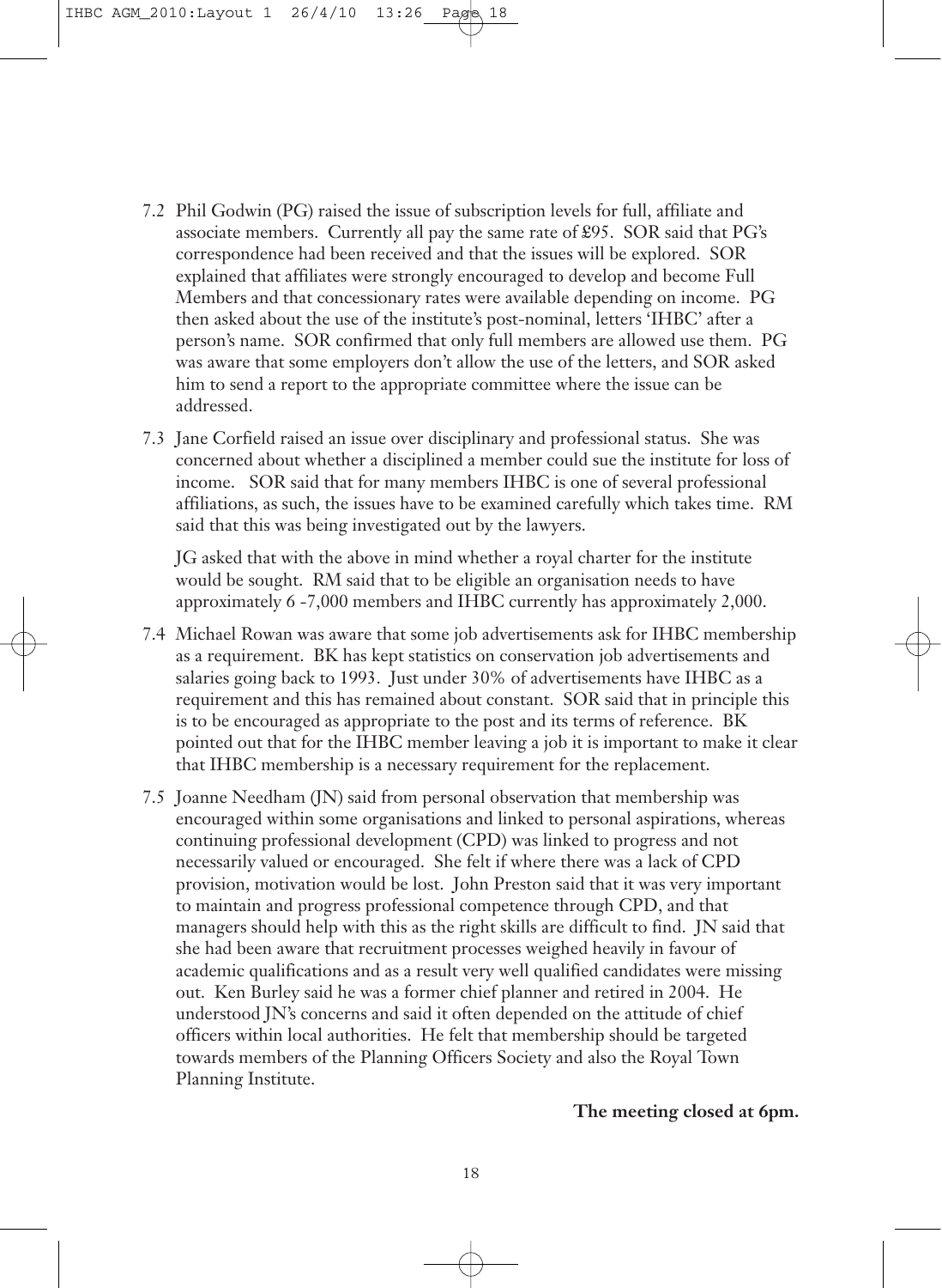7.2 Phil Godwin (PG) raised the issue of subscription levels for full, affiliate and associate members. Currently all pay the same rate of £95. SOR said that PG's correspondence had been received and that the issues will be explored. SOR explained that affiliates were strongly encouraged to develop and become Full Members and that concessionary rates were available depending on income. PG then asked about the use of the institute's post-nominal, letters 'IHBC' after a person's name. SOR confirmed that only full members are allowed use them. PG was aware that some employers don't allow the use of the letters, and SOR asked him to send a report to the appropriate committee where the issue can be addressed.

7.3 Jane Corfield raised an issue over disciplinary and professional status. She was concerned about whether a disciplined a member could sue the institute for loss of income. SOR said that for many members IHBC is one of several professional affiliations, as such, the issues have to be examined carefully which takes time. RM said that this was being investigated out by the lawyers.

JG asked that with the above in mind whether a royal charter for the institute would be sought. RM said that to be eligible an organisation needs to have approximately 6 -7,000 members and IHBC currently has approximately 2,000.

7.4 Michael Rowan was aware that some job advertisements ask for IHBC membership as a requirement. BK has kept statistics on conservation job advertisements and salaries going back to 1993. Just under 30% of advertisements have IHBC as a requirement and this has remained about constant. SOR said that in principle this is to be encouraged as appropriate to the post and its terms of reference. BK pointed out that for the IHBC member leaving a job it is important to make it clear that IHBC membership is a necessary requirement for the replacement.

7.5 Joanne Needham (JN) said from personal observation that membership was encouraged within some organisations and linked to personal aspirations, whereas continuing professional development (CPD) was linked to progress and not necessarily valued or encouraged. She felt if where there was a lack of CPD provision, motivation would be lost. John Preston said that it was very important to maintain and progress professional competence through CPD, and that managers should help with this as the right skills are difficult to find. JN said that she had been aware that recruitment processes weighed heavily in favour of academic qualifications and as a result very well qualified candidates were missing out. Ken Burley said he was a former chief planner and retired in 2004. He understood JN's concerns and said it often depended on the attitude of chief officers within local authorities. He felt that membership should be targeted towards members of the Planning Officers Society and also the Royal Town Planning Institute.

**The meeting closed at 6pm.**